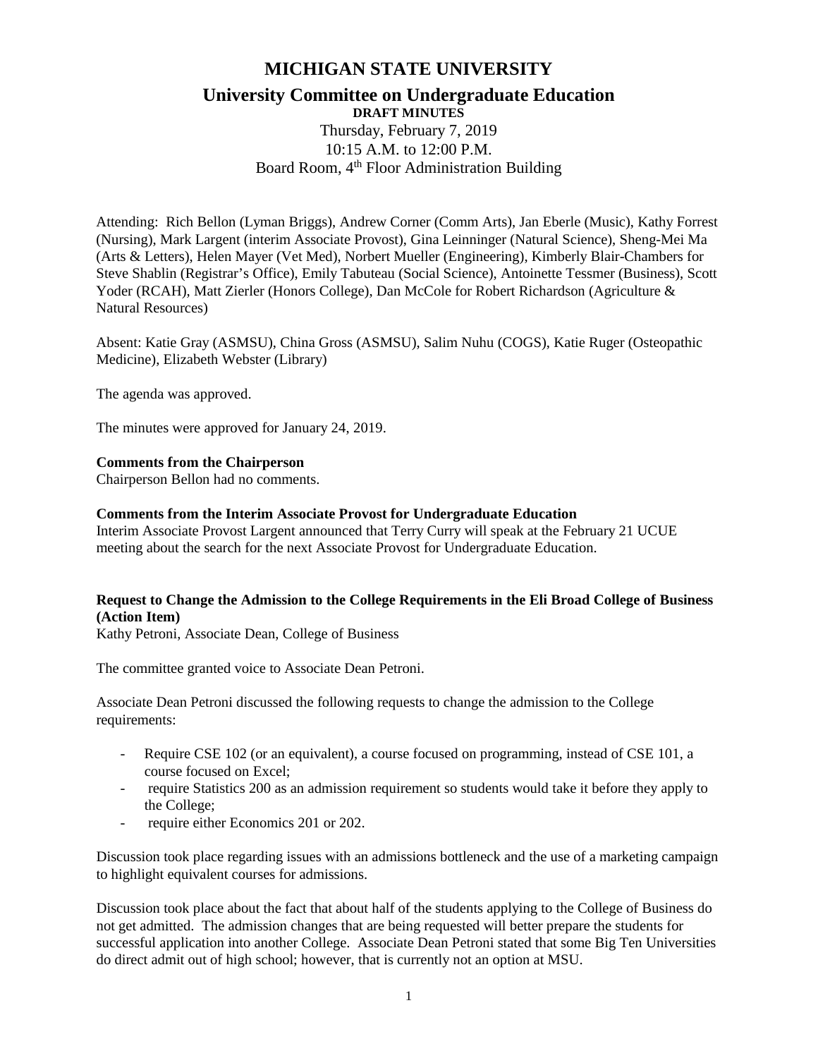# MICHIGAN STATE UNIVERSITY

## University Committee on Undergraduate Education

**DRAFT MINUTES**

Thursday, February 7, 2019
10:15 A.M. to 12:00 P.M.
Board Room, 4th Floor Administration Building

Attending: Rich Bellon (Lyman Briggs), Andrew Corner (Comm Arts), Jan Eberle (Music), Kathy Forrest (Nursing), Mark Largent (interim Associate Provost), Gina Leinninger (Natural Science), Sheng-Mei Ma (Arts & Letters), Helen Mayer (Vet Med), Norbert Mueller (Engineering), Kimberly Blair-Chambers for Steve Shablin (Registrar's Office), Emily Tabuteau (Social Science), Antoinette Tessmer (Business), Scott Yoder (RCAH), Matt Zierler (Honors College), Dan McCole for Robert Richardson (Agriculture & Natural Resources)

Absent: Katie Gray (ASMSU), China Gross (ASMSU), Salim Nuhu (COGS), Katie Ruger (Osteopathic Medicine), Elizabeth Webster (Library)

The agenda was approved.

The minutes were approved for January 24, 2019.

**Comments from the Chairperson**
Chairperson Bellon had no comments.

**Comments from the Interim Associate Provost for Undergraduate Education**
Interim Associate Provost Largent announced that Terry Curry will speak at the February 21 UCUE meeting about the search for the next Associate Provost for Undergraduate Education.

**Request to Change the Admission to the College Requirements in the Eli Broad College of Business (Action Item)**
Kathy Petroni, Associate Dean, College of Business

The committee granted voice to Associate Dean Petroni.

Associate Dean Petroni discussed the following requests to change the admission to the College requirements:

- Require CSE 102 (or an equivalent), a course focused on programming, instead of CSE 101, a course focused on Excel;
- require Statistics 200 as an admission requirement so students would take it before they apply to the College;
- require either Economics 201 or 202.

Discussion took place regarding issues with an admissions bottleneck and the use of a marketing campaign to highlight equivalent courses for admissions.

Discussion took place about the fact that about half of the students applying to the College of Business do not get admitted. The admission changes that are being requested will better prepare the students for successful application into another College. Associate Dean Petroni stated that some Big Ten Universities do direct admit out of high school; however, that is currently not an option at MSU.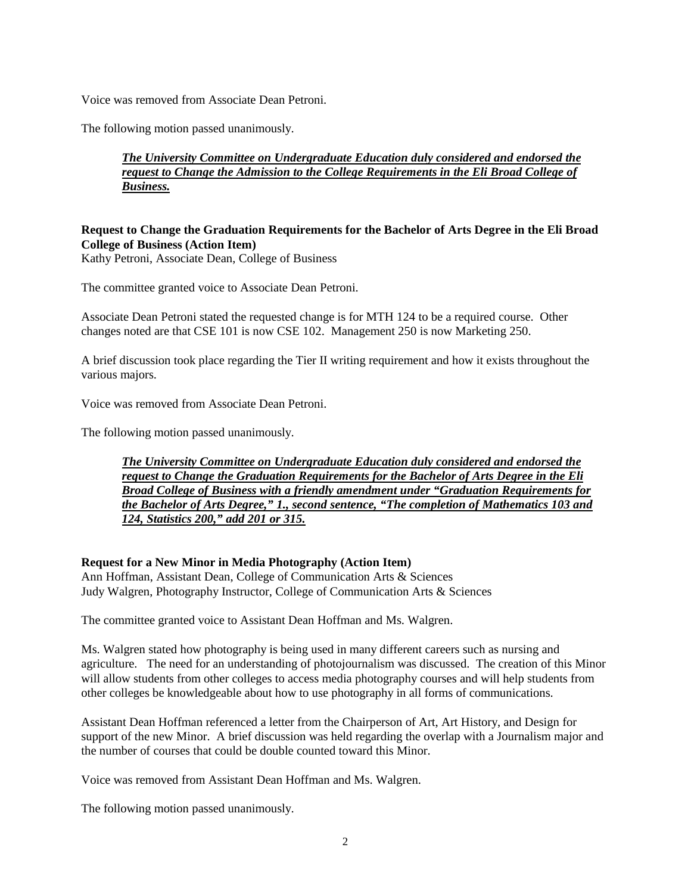Voice was removed from Associate Dean Petroni.

The following motion passed unanimously.

> ***The University Committee on Undergraduate Education duly considered and endorsed the request to Change the Admission to the College Requirements in the Eli Broad College of Business.***

**Request to Change the Graduation Requirements for the Bachelor of Arts Degree in the Eli Broad College of Business (Action Item)**
Kathy Petroni, Associate Dean, College of Business

The committee granted voice to Associate Dean Petroni.

Associate Dean Petroni stated the requested change is for MTH 124 to be a required course. Other changes noted are that CSE 101 is now CSE 102. Management 250 is now Marketing 250.

A brief discussion took place regarding the Tier II writing requirement and how it exists throughout the various majors.

Voice was removed from Associate Dean Petroni.

The following motion passed unanimously.

> ***The University Committee on Undergraduate Education duly considered and endorsed the request to Change the Graduation Requirements for the Bachelor of Arts Degree in the Eli Broad College of Business with a friendly amendment under "Graduation Requirements for the Bachelor of Arts Degree," 1., second sentence, "The completion of Mathematics 103 and 124, Statistics 200," add 201 or 315.***

**Request for a New Minor in Media Photography (Action Item)**
Ann Hoffman, Assistant Dean, College of Communication Arts & Sciences
Judy Walgren, Photography Instructor, College of Communication Arts & Sciences

The committee granted voice to Assistant Dean Hoffman and Ms. Walgren.

Ms. Walgren stated how photography is being used in many different careers such as nursing and agriculture. The need for an understanding of photojournalism was discussed. The creation of this Minor will allow students from other colleges to access media photography courses and will help students from other colleges be knowledgeable about how to use photography in all forms of communications.

Assistant Dean Hoffman referenced a letter from the Chairperson of Art, Art History, and Design for support of the new Minor. A brief discussion was held regarding the overlap with a Journalism major and the number of courses that could be double counted toward this Minor.

Voice was removed from Assistant Dean Hoffman and Ms. Walgren.

The following motion passed unanimously.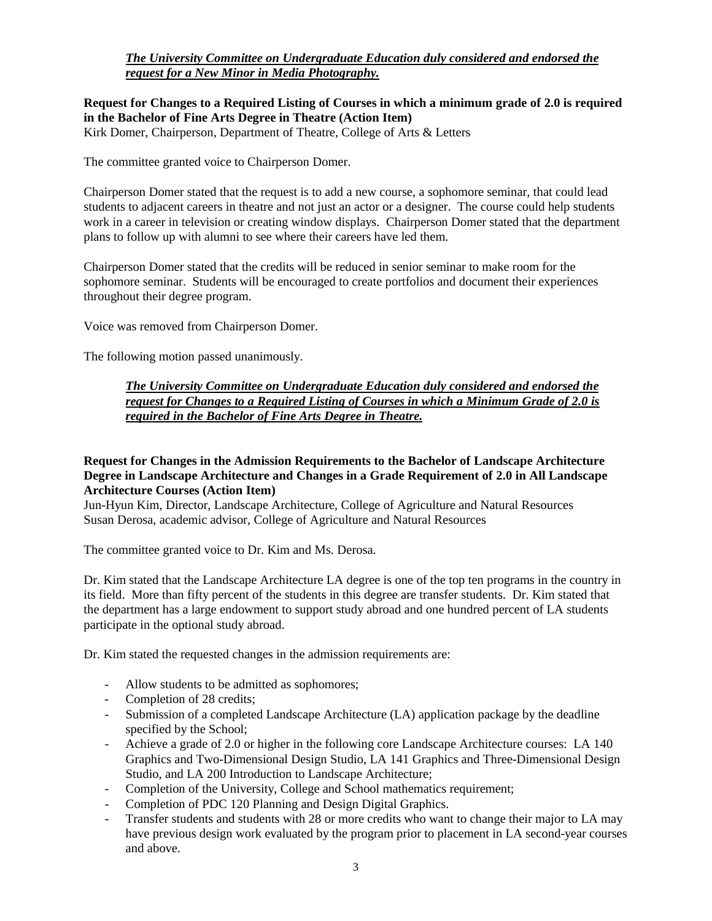***The University Committee on Undergraduate Education duly considered and endorsed the request for a New Minor in Media Photography.***

**Request for Changes to a Required Listing of Courses in which a minimum grade of 2.0 is required in the Bachelor of Fine Arts Degree in Theatre (Action Item)**
Kirk Domer, Chairperson, Department of Theatre, College of Arts & Letters

The committee granted voice to Chairperson Domer.

Chairperson Domer stated that the request is to add a new course, a sophomore seminar, that could lead students to adjacent careers in theatre and not just an actor or a designer. The course could help students work in a career in television or creating window displays. Chairperson Domer stated that the department plans to follow up with alumni to see where their careers have led them.

Chairperson Domer stated that the credits will be reduced in senior seminar to make room for the sophomore seminar. Students will be encouraged to create portfolios and document their experiences throughout their degree program.

Voice was removed from Chairperson Domer.

The following motion passed unanimously.

***The University Committee on Undergraduate Education duly considered and endorsed the request for Changes to a Required Listing of Courses in which a Minimum Grade of 2.0 is required in the Bachelor of Fine Arts Degree in Theatre.***

**Request for Changes in the Admission Requirements to the Bachelor of Landscape Architecture Degree in Landscape Architecture and Changes in a Grade Requirement of 2.0 in All Landscape Architecture Courses (Action Item)**
Jun-Hyun Kim, Director, Landscape Architecture, College of Agriculture and Natural Resources
Susan Derosa, academic advisor, College of Agriculture and Natural Resources

The committee granted voice to Dr. Kim and Ms. Derosa.

Dr. Kim stated that the Landscape Architecture LA degree is one of the top ten programs in the country in its field. More than fifty percent of the students in this degree are transfer students. Dr. Kim stated that the department has a large endowment to support study abroad and one hundred percent of LA students participate in the optional study abroad.

Dr. Kim stated the requested changes in the admission requirements are:

- Allow students to be admitted as sophomores;
- Completion of 28 credits;
- Submission of a completed Landscape Architecture (LA) application package by the deadline specified by the School;
- Achieve a grade of 2.0 or higher in the following core Landscape Architecture courses: LA 140 Graphics and Two-Dimensional Design Studio, LA 141 Graphics and Three-Dimensional Design Studio, and LA 200 Introduction to Landscape Architecture;
- Completion of the University, College and School mathematics requirement;
- Completion of PDC 120 Planning and Design Digital Graphics.
- Transfer students and students with 28 or more credits who want to change their major to LA may have previous design work evaluated by the program prior to placement in LA second-year courses and above.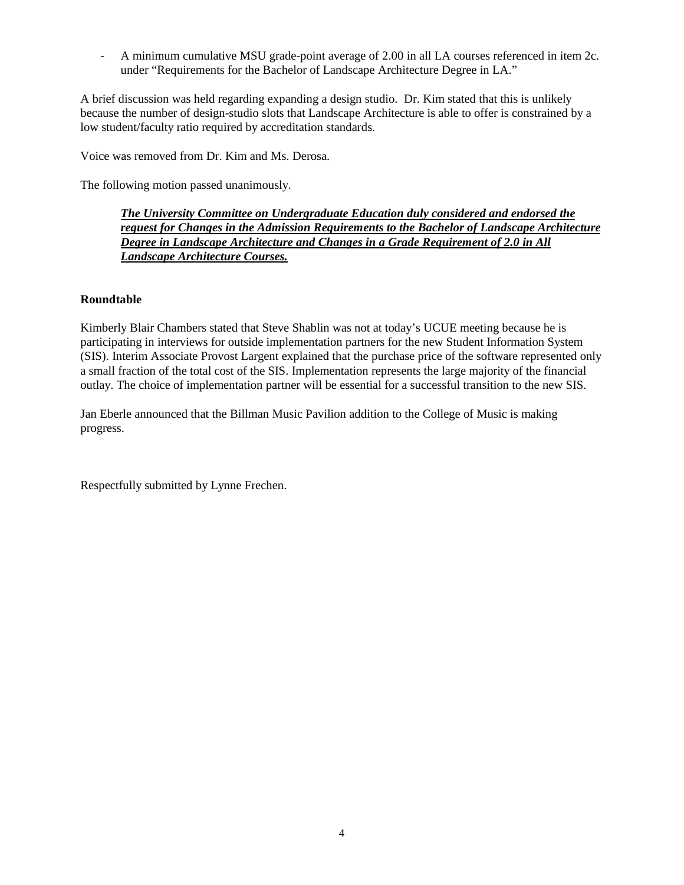- A minimum cumulative MSU grade-point average of 2.00 in all LA courses referenced in item 2c. under "Requirements for the Bachelor of Landscape Architecture Degree in LA."

A brief discussion was held regarding expanding a design studio. Dr. Kim stated that this is unlikely because the number of design-studio slots that Landscape Architecture is able to offer is constrained by a low student/faculty ratio required by accreditation standards.

Voice was removed from Dr. Kim and Ms. Derosa.

The following motion passed unanimously.

> ***The University Committee on Undergraduate Education duly considered and endorsed the request for Changes in the Admission Requirements to the Bachelor of Landscape Architecture Degree in Landscape Architecture and Changes in a Grade Requirement of 2.0 in All Landscape Architecture Courses.***

**Roundtable**

Kimberly Blair Chambers stated that Steve Shablin was not at today's UCUE meeting because he is participating in interviews for outside implementation partners for the new Student Information System (SIS). Interim Associate Provost Largent explained that the purchase price of the software represented only a small fraction of the total cost of the SIS. Implementation represents the large majority of the financial outlay. The choice of implementation partner will be essential for a successful transition to the new SIS.

Jan Eberle announced that the Billman Music Pavilion addition to the College of Music is making progress.

Respectfully submitted by Lynne Frechen.